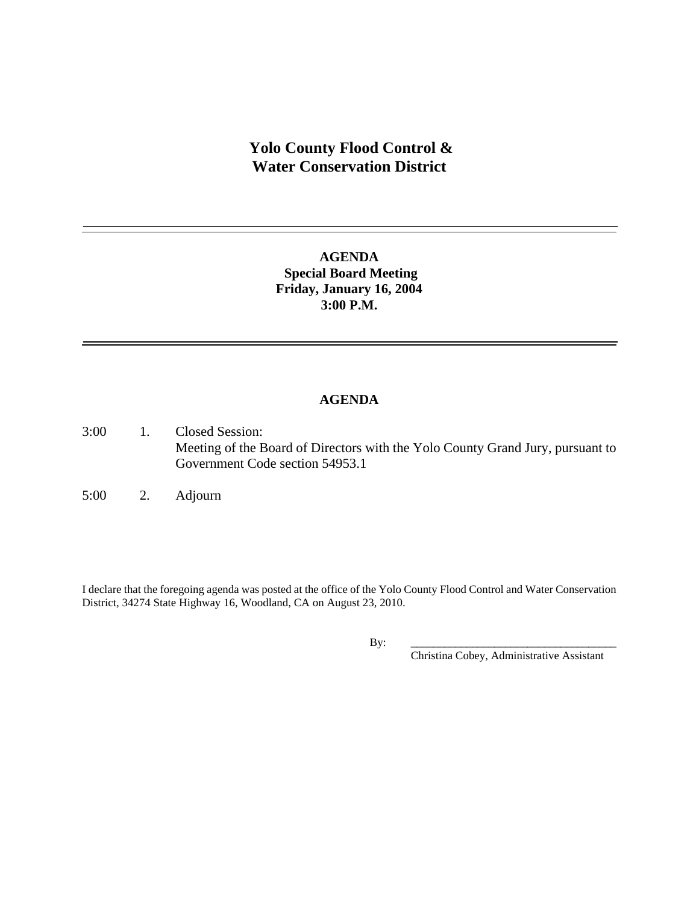# Yolo County Flood Control & Water Conservation District

---

## AGENDA
**Special Board Meeting**
**Friday, January 16, 2004**
**3:00 P.M.**

---

### AGENDA

| | | |
|---|---|---|
| 3:00 | 1. | Closed Session:<br>Meeting of the Board of Directors with the Yolo County Grand Jury, pursuant to Government Code section 54953.1 |
| 5:00 | 2. | Adjourn |

I declare that the foregoing agenda was posted at the office of the Yolo County Flood Control and Water Conservation District, 34274 State Highway 16, Woodland, CA on August 23, 2010.

By: ____________________________________
Christina Cobey, Administrative Assistant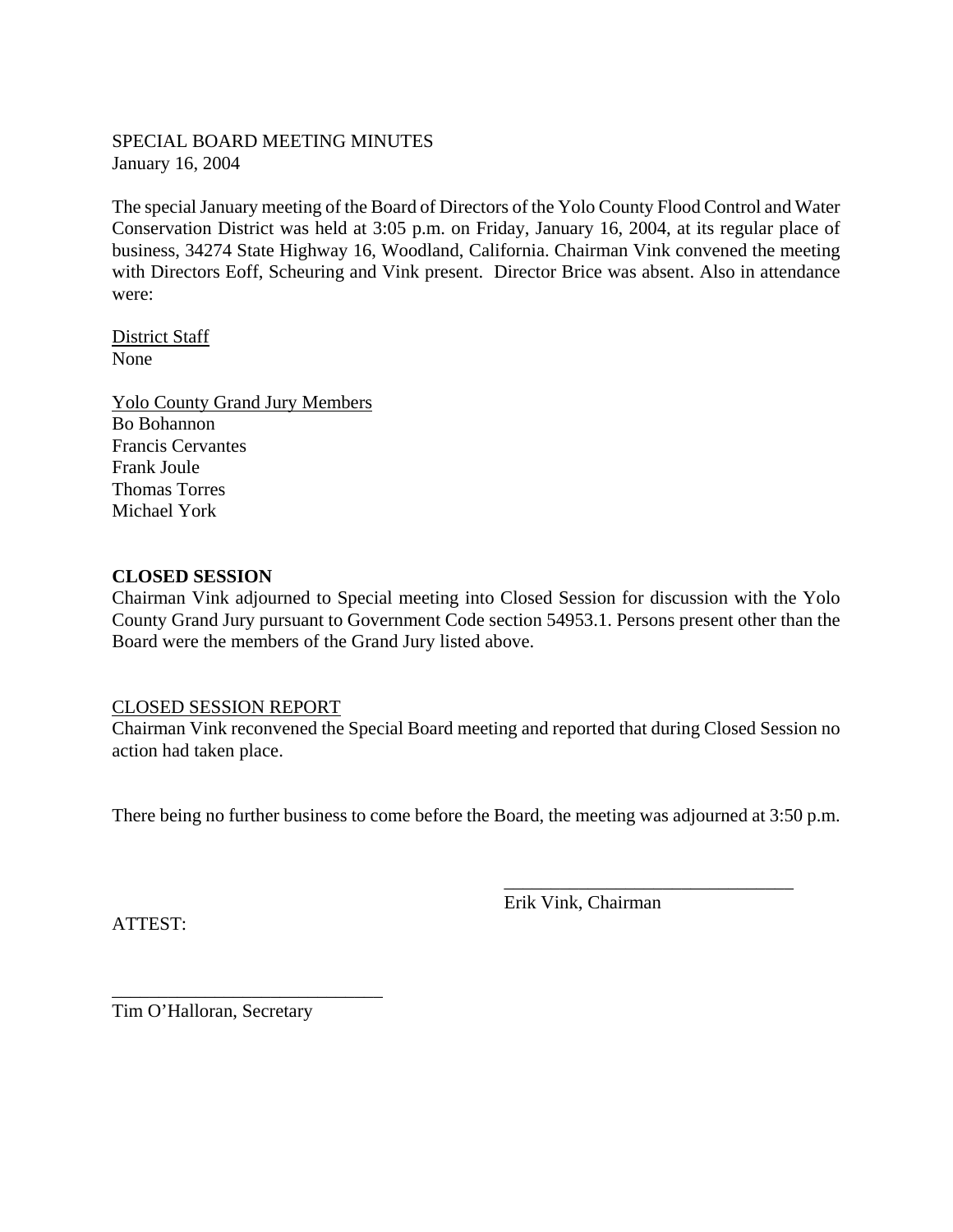SPECIAL BOARD MEETING MINUTES
January 16, 2004

The special January meeting of the Board of Directors of the Yolo County Flood Control and Water Conservation District was held at 3:05 p.m. on Friday, January 16, 2004, at its regular place of business, 34274 State Highway 16, Woodland, California. Chairman Vink convened the meeting with Directors Eoff, Scheuring and Vink present. Director Brice was absent. Also in attendance were:

<u>District Staff</u>
None

<u>Yolo County Grand Jury Members</u>
Bo Bohannon
Francis Cervantes
Frank Joule
Thomas Torres
Michael York

**CLOSED SESSION**

Chairman Vink adjourned to Special meeting into Closed Session for discussion with the Yolo County Grand Jury pursuant to Government Code section 54953.1. Persons present other than the Board were the members of the Grand Jury listed above.

<u>CLOSED SESSION REPORT</u>

Chairman Vink reconvened the Special Board meeting and reported that during Closed Session no action had taken place.

There being no further business to come before the Board, the meeting was adjourned at 3:50 p.m.

\_\_\_\_\_\_\_\_\_\_\_\_\_\_\_\_\_\_\_\_\_\_\_\_\_\_\_\_\_\_\_\_
Erik Vink, Chairman

ATTEST:

\_\_\_\_\_\_\_\_\_\_\_\_\_\_\_\_\_\_\_\_\_\_\_\_\_\_\_\_\_\_
Tim O'Halloran, Secretary